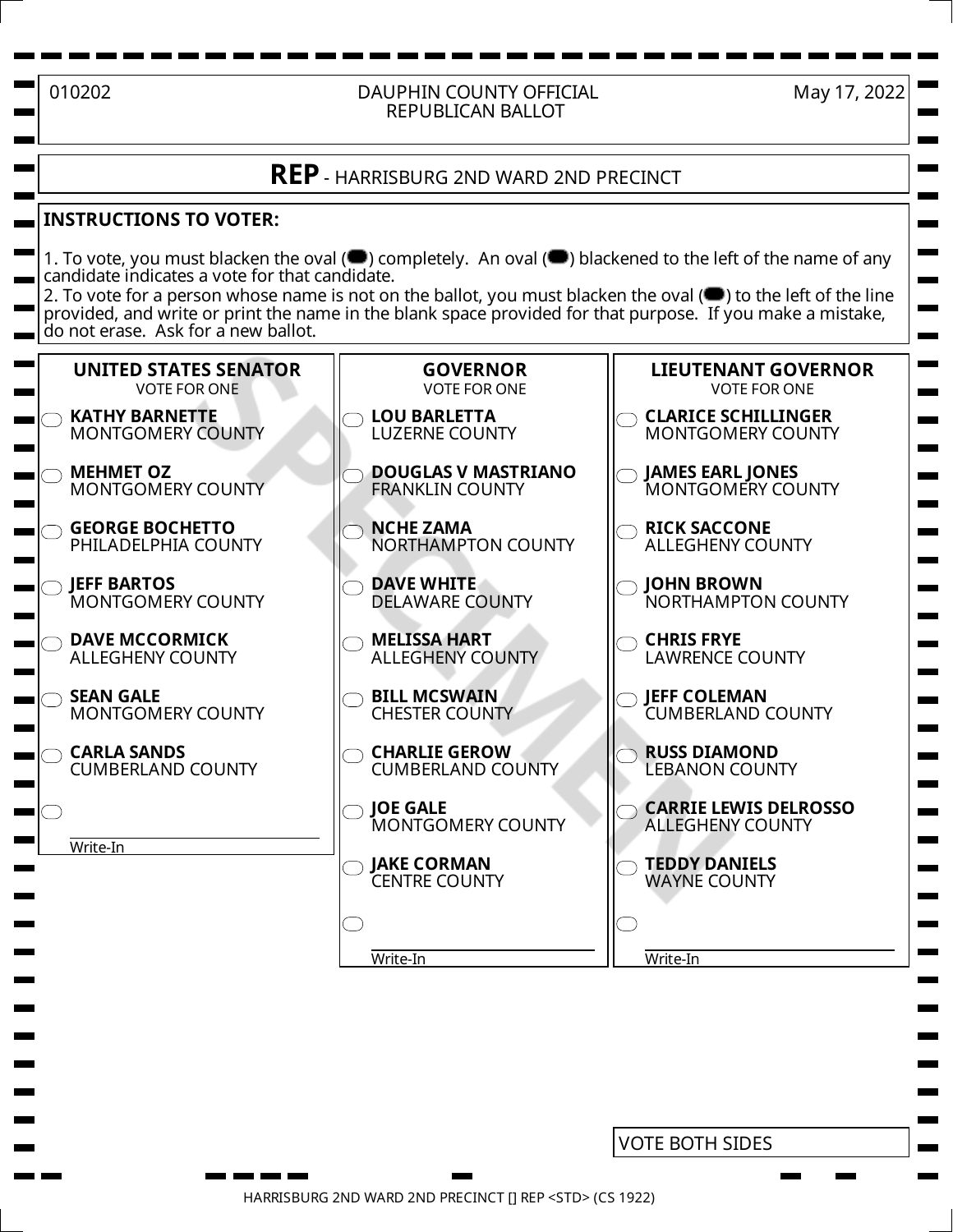010202 DAUPHIN COUNTY OFFICIAL REPUBLICAN BALLOT May 17, 2022

# REP - HARRISBURG 2ND WARD 2ND PRECINCT

**INSTRUCTIONS TO VOTER:**

1. To vote, you must blacken the oval (⬬) completely. An oval (⬬) blackened to the left of the name of any candidate indicates a vote for that candidate.
2. To vote for a person whose name is not on the ballot, you must blacken the oval (⬬) to the left of the line provided, and write or print the name in the blank space provided for that purpose. If you make a mistake, do not erase. Ask for a new ballot.

## UNITED STATES SENATOR
VOTE FOR ONE

- **KATHY BARNETTE** MONTGOMERY COUNTY
- **MEHMET OZ** MONTGOMERY COUNTY
- **GEORGE BOCHETTO** PHILADELPHIA COUNTY
- **JEFF BARTOS** MONTGOMERY COUNTY
- **DAVE MCCORMICK** ALLEGHENY COUNTY
- **SEAN GALE** MONTGOMERY COUNTY
- **CARLA SANDS** CUMBERLAND COUNTY
- Write-In

## GOVERNOR
VOTE FOR ONE

- **LOU BARLETTA** LUZERNE COUNTY
- **DOUGLAS V MASTRIANO** FRANKLIN COUNTY
- **NCHE ZAMA** NORTHAMPTON COUNTY
- **DAVE WHITE** DELAWARE COUNTY
- **MELISSA HART** ALLEGHENY COUNTY
- **BILL MCSWAIN** CHESTER COUNTY
- **CHARLIE GEROW** CUMBERLAND COUNTY
- **JOE GALE** MONTGOMERY COUNTY
- **JAKE CORMAN** CENTRE COUNTY
- Write-In

## LIEUTENANT GOVERNOR
VOTE FOR ONE

- **CLARICE SCHILLINGER** MONTGOMERY COUNTY
- **JAMES EARL JONES** MONTGOMERY COUNTY
- **RICK SACCONE** ALLEGHENY COUNTY
- **JOHN BROWN** NORTHAMPTON COUNTY
- **CHRIS FRYE** LAWRENCE COUNTY
- **JEFF COLEMAN** CUMBERLAND COUNTY
- **RUSS DIAMOND** LEBANON COUNTY
- **CARRIE LEWIS DELROSSO** ALLEGHENY COUNTY
- **TEDDY DANIELS** WAYNE COUNTY
- Write-In

VOTE BOTH SIDES

HARRISBURG 2ND WARD 2ND PRECINCT [] REP <STD> (CS 1922)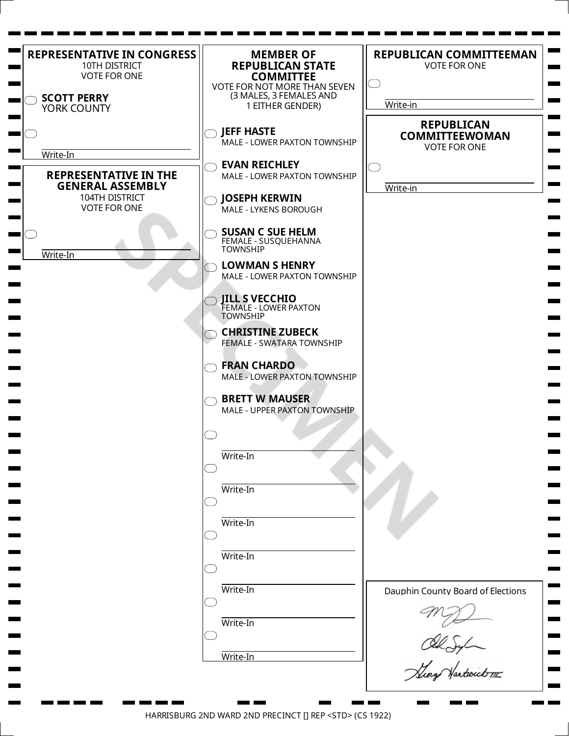## REPRESENTATIVE IN CONGRESS

10TH DISTRICT
VOTE FOR ONE

- **SCOTT PERRY**
  YORK COUNTY
- Write-In

## REPRESENTATIVE IN THE GENERAL ASSEMBLY

104TH DISTRICT
VOTE FOR ONE

- Write-In

## MEMBER OF REPUBLICAN STATE COMMITTEE

VOTE FOR NOT MORE THAN SEVEN
(3 MALES, 3 FEMALES AND 1 EITHER GENDER)

- **JEFF HASTE**
  MALE - LOWER PAXTON TOWNSHIP
- **EVAN REICHLEY**
  MALE - LOWER PAXTON TOWNSHIP
- **JOSEPH KERWIN**
  MALE - LYKENS BOROUGH
- **SUSAN C SUE HELM**
  FEMALE - SUSQUEHANNA TOWNSHIP
- **LOWMAN S HENRY**
  MALE - LOWER PAXTON TOWNSHIP
- **JILL S VECCHIO**
  FEMALE - LOWER PAXTON TOWNSHIP
- **CHRISTINE ZUBECK**
  FEMALE - SWATARA TOWNSHIP
- **FRAN CHARDO**
  MALE - LOWER PAXTON TOWNSHIP
- **BRETT W MAUSER**
  MALE - UPPER PAXTON TOWNSHIP
- Write-In
- Write-In
- Write-In
- Write-In
- Write-In
- Write-In
- Write-In

## REPUBLICAN COMMITTEEMAN

VOTE FOR ONE

- Write-in

## REPUBLICAN COMMITTEEWOMAN

VOTE FOR ONE

- Write-in

SPECIMEN

Dauphin County Board of Elections

HARRISBURG 2ND WARD 2ND PRECINCT [] REP <STD> (CS 1922)